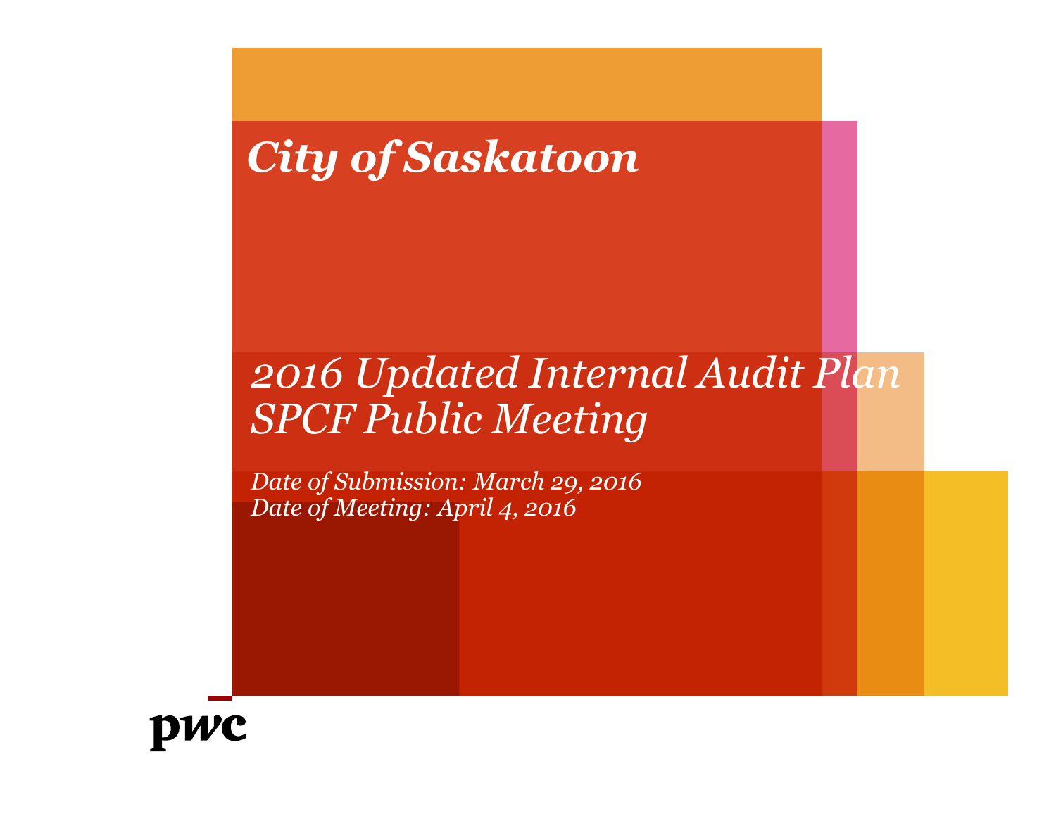# City of Saskatoon

## 2016 Updated Internal Audit Plan SPCF Public Meeting

*Date of Submission: March 29, 2016*
*Date of Meeting: April 4, 2016*

pwc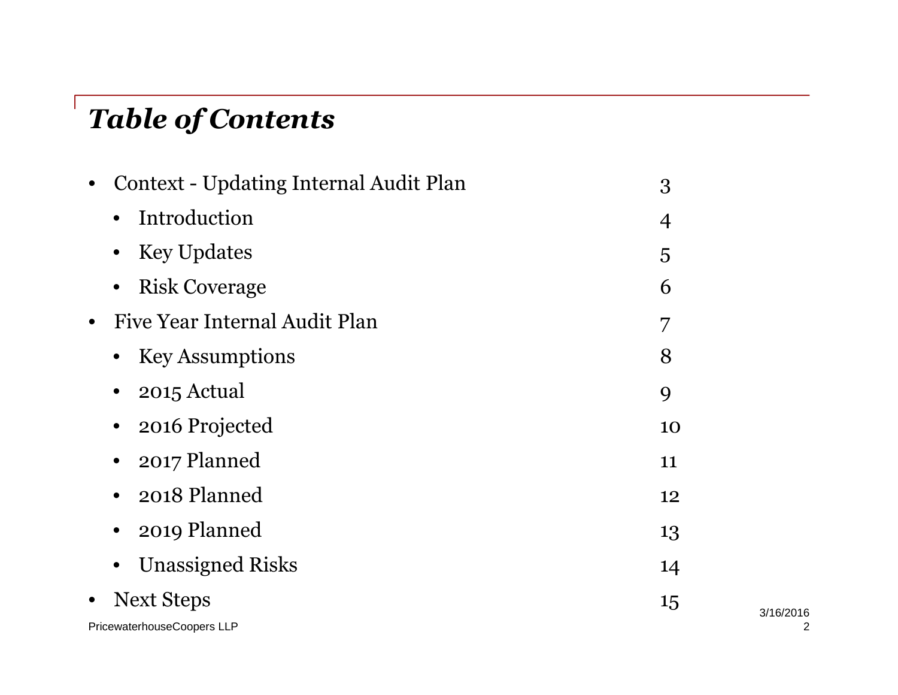## *Table of Contents*

- Context - Updating Internal Audit Plan 3
  - Introduction 4
  - Key Updates 5
  - Risk Coverage 6
- Five Year Internal Audit Plan 7
  - Key Assumptions 8
  - 2015 Actual 9
  - 2016 Projected 10
  - 2017 Planned 11
  - 2018 Planned 12
  - 2019 Planned 13
  - Unassigned Risks 14
- Next Steps 15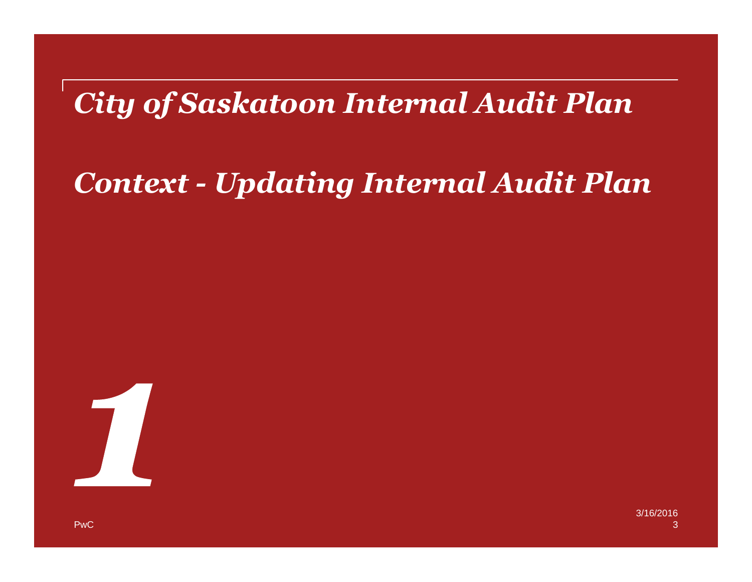# *City of Saskatoon Internal Audit Plan*

## *Context - Updating Internal Audit Plan*

***1***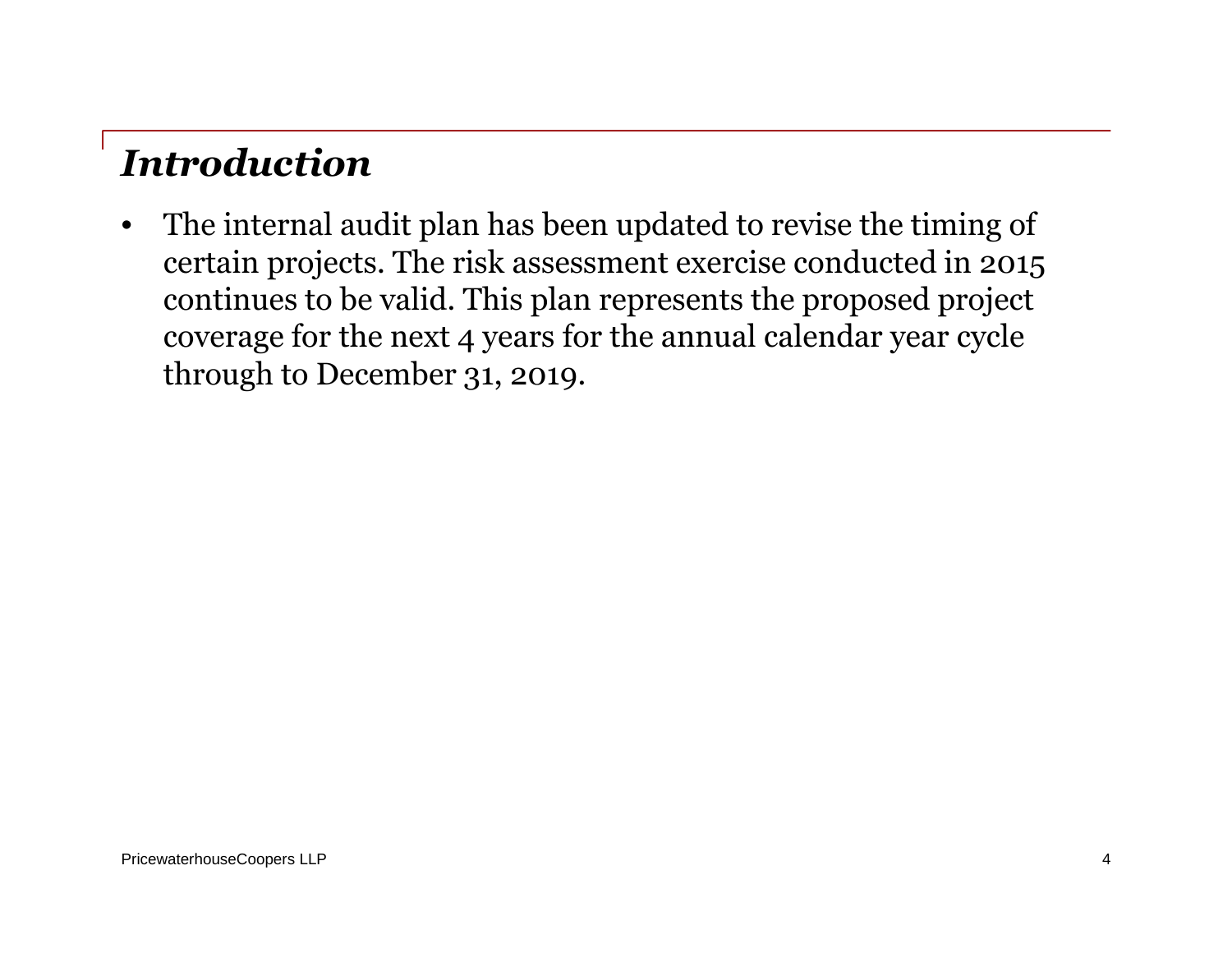## *Introduction*

- The internal audit plan has been updated to revise the timing of certain projects. The risk assessment exercise conducted in 2015 continues to be valid. This plan represents the proposed project coverage for the next 4 years for the annual calendar year cycle through to December 31, 2019.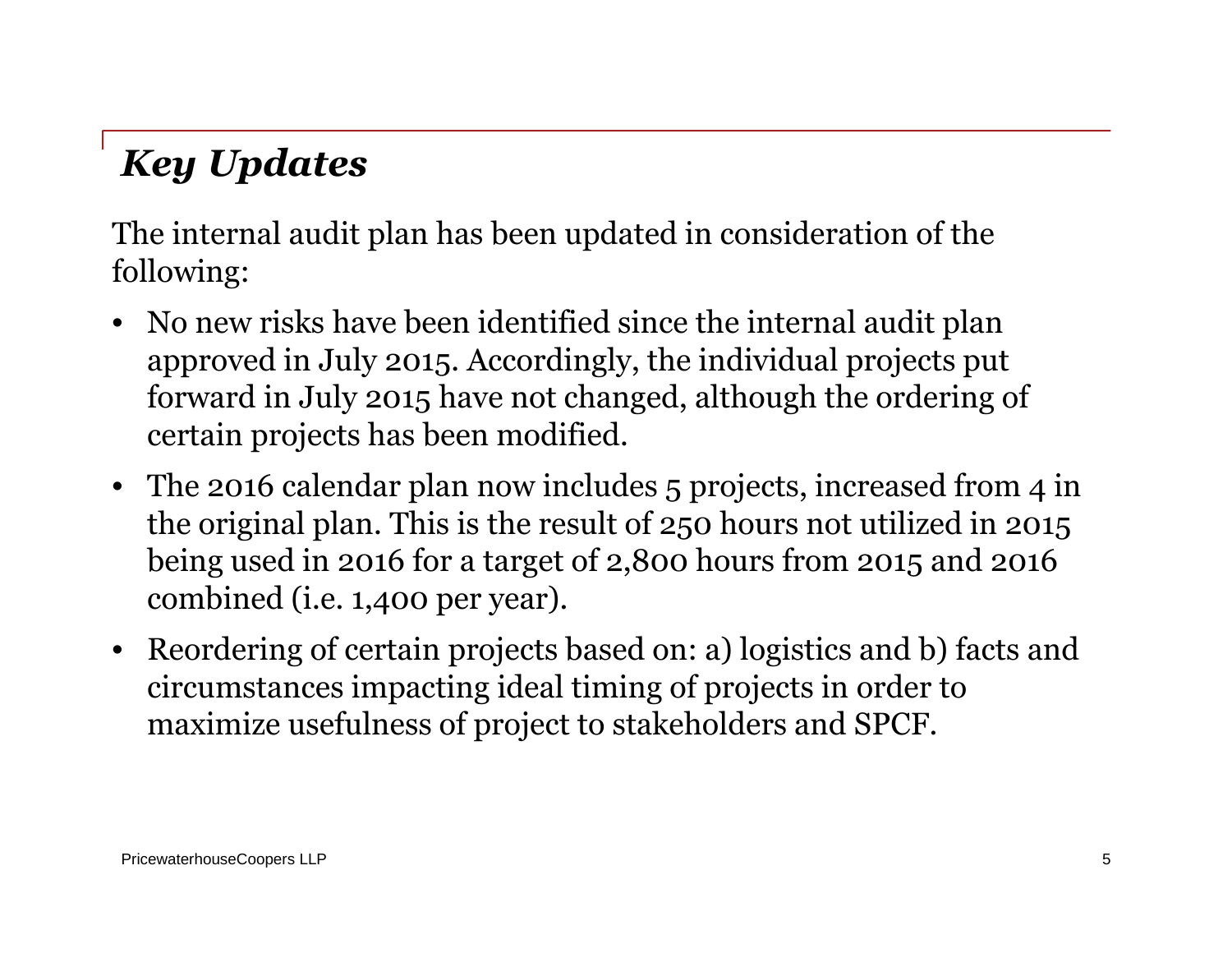## ***Key Updates***

The internal audit plan has been updated in consideration of the following:

- No new risks have been identified since the internal audit plan approved in July 2015. Accordingly, the individual projects put forward in July 2015 have not changed, although the ordering of certain projects has been modified.
- The 2016 calendar plan now includes 5 projects, increased from 4 in the original plan. This is the result of 250 hours not utilized in 2015 being used in 2016 for a target of 2,800 hours from 2015 and 2016 combined (i.e. 1,400 per year).
- Reordering of certain projects based on: a) logistics and b) facts and circumstances impacting ideal timing of projects in order to maximize usefulness of project to stakeholders and SPCF.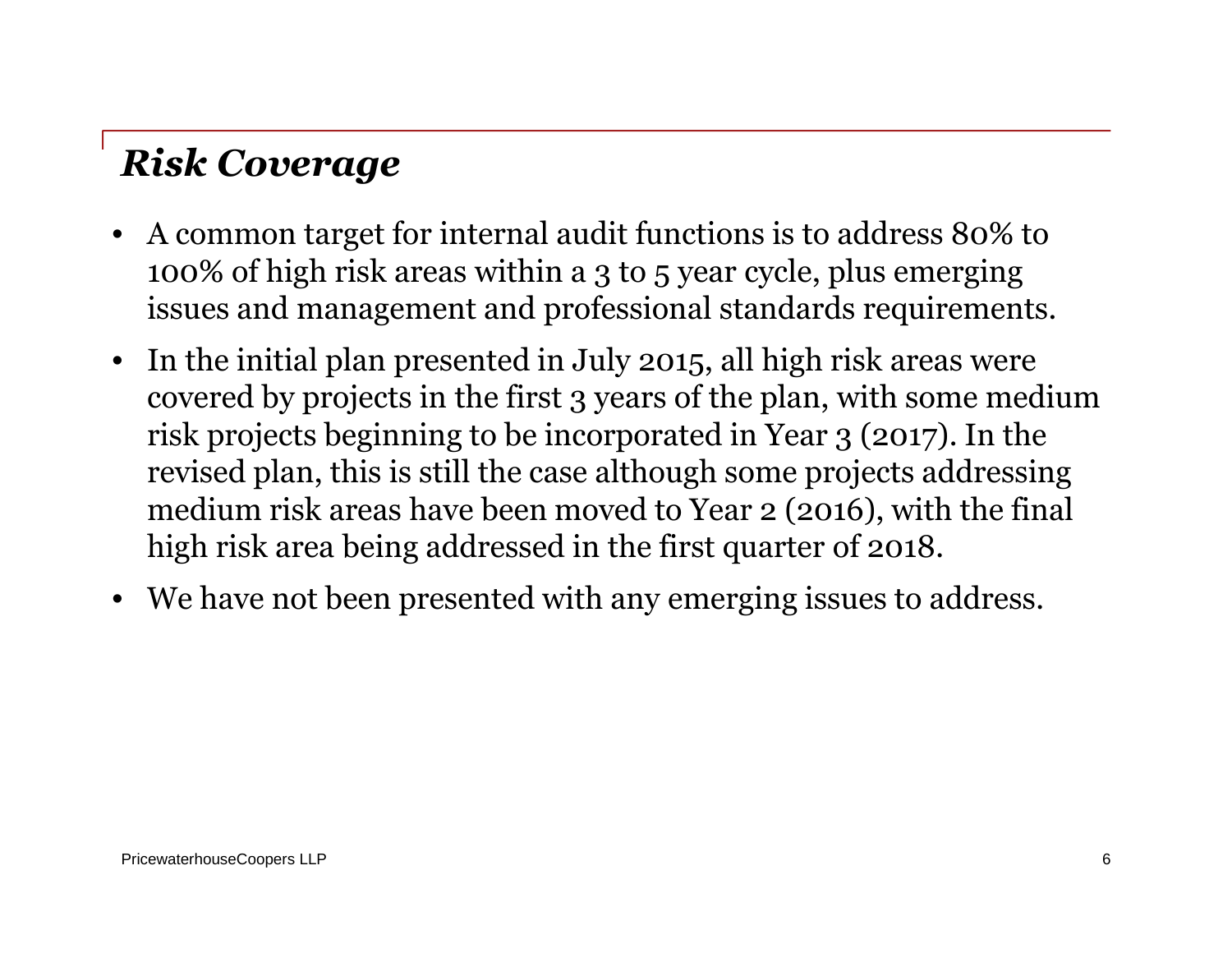## *Risk Coverage*

- A common target for internal audit functions is to address 80% to 100% of high risk areas within a 3 to 5 year cycle, plus emerging issues and management and professional standards requirements.
- In the initial plan presented in July 2015, all high risk areas were covered by projects in the first 3 years of the plan, with some medium risk projects beginning to be incorporated in Year 3 (2017). In the revised plan, this is still the case although some projects addressing medium risk areas have been moved to Year 2 (2016), with the final high risk area being addressed in the first quarter of 2018.
- We have not been presented with any emerging issues to address.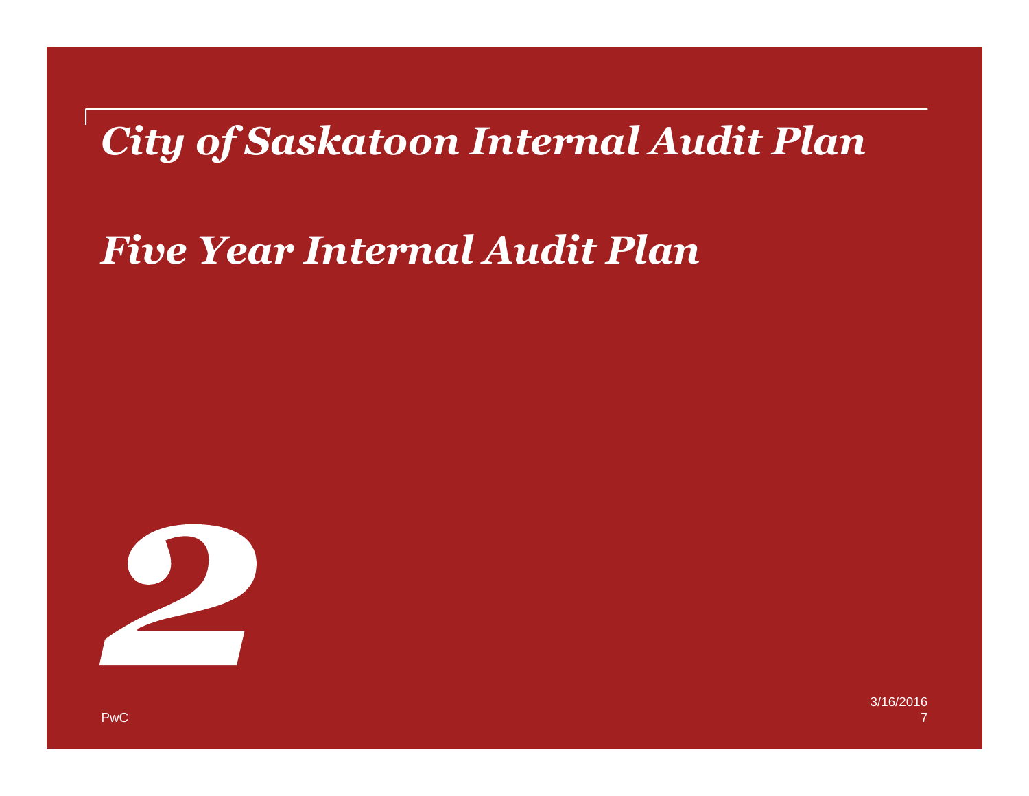# City of Saskatoon Internal Audit Plan

## Five Year Internal Audit Plan

2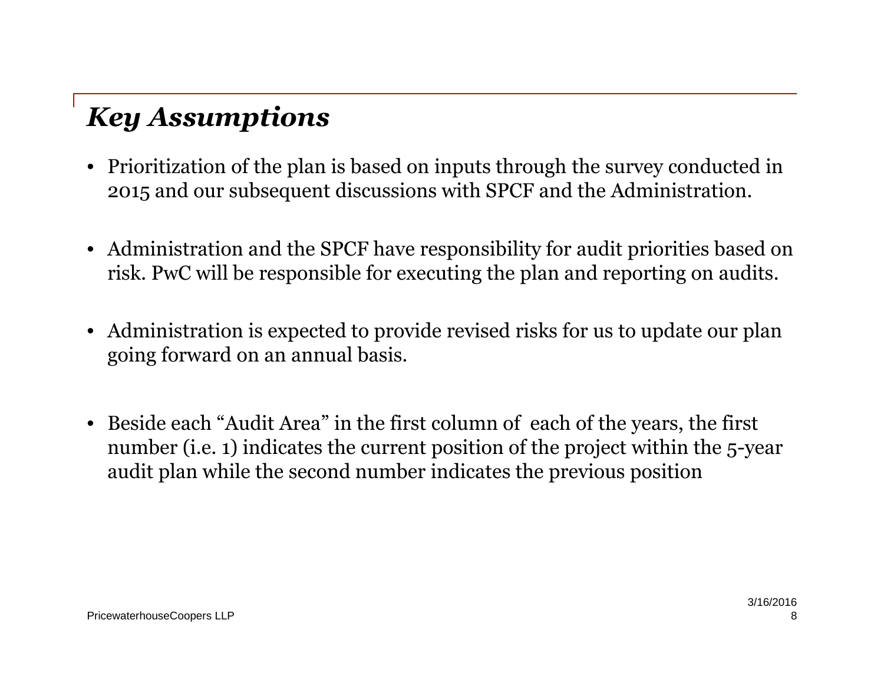## *Key Assumptions*

- Prioritization of the plan is based on inputs through the survey conducted in 2015 and our subsequent discussions with SPCF and the Administration.
- Administration and the SPCF have responsibility for audit priorities based on risk. PwC will be responsible for executing the plan and reporting on audits.
- Administration is expected to provide revised risks for us to update our plan going forward on an annual basis.
- Beside each "Audit Area" in the first column of each of the years, the first number (i.e. 1) indicates the current position of the project within the 5-year audit plan while the second number indicates the previous position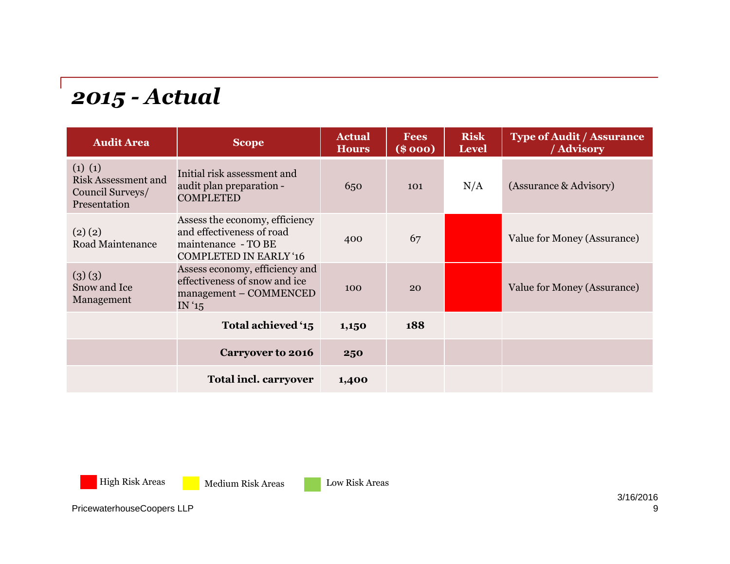## 2015 - Actual

| Audit Area | Scope | Actual Hours | Fees ($ 000) | Risk Level | Type of Audit / Assurance / Advisory |
|---|---|---|---|---|---|
| (1) (1) Risk Assessment and Council Surveys/ Presentation | Initial risk assessment and audit plan preparation - COMPLETED | 650 | 101 | N/A | (Assurance & Advisory) |
| (2) (2) Road Maintenance | Assess the economy, efficiency and effectiveness of road maintenance - TO BE COMPLETED IN EARLY '16 | 400 | 67 | High | Value for Money (Assurance) |
| (3) (3) Snow and Ice Management | Assess economy, efficiency and effectiveness of snow and ice management – COMMENCED IN '15 | 100 | 20 | High | Value for Money (Assurance) |
| | **Total achieved '15** | **1,150** | **188** | | |
| | **Carryover to 2016** | **250** | | | |
| | **Total incl. carryover** | **1,400** | | | |

High Risk Areas | Medium Risk Areas | Low Risk Areas

PricewaterhouseCoopers LLP

3/16/2016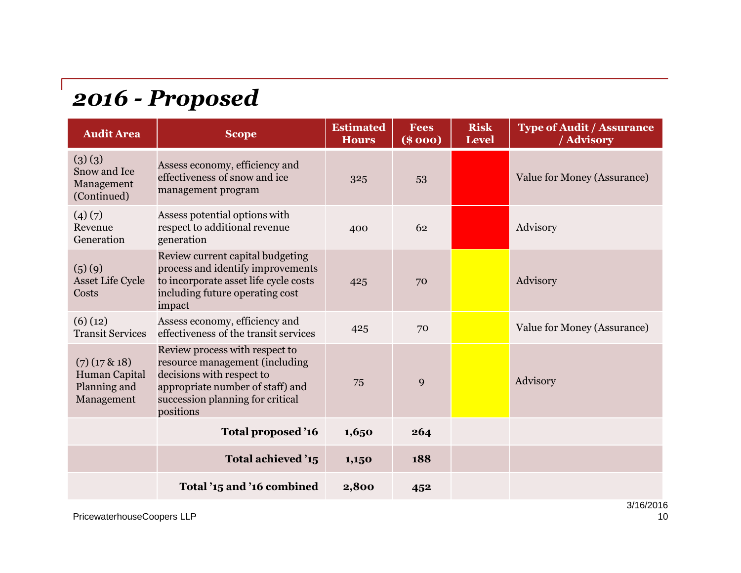# 2016 - Proposed

| Audit Area | Scope | Estimated Hours | Fees ($ 000) | Risk Level | Type of Audit / Assurance / Advisory |
|---|---|---|---|---|---|
| (3) (3) Snow and Ice Management (Continued) | Assess economy, efficiency and effectiveness of snow and ice management program | 325 | 53 | | Value for Money (Assurance) |
| (4) (7) Revenue Generation | Assess potential options with respect to additional revenue generation | 400 | 62 | | Advisory |
| (5) (9) Asset Life Cycle Costs | Review current capital budgeting process and identify improvements to incorporate asset life cycle costs including future operating cost impact | 425 | 70 | | Advisory |
| (6) (12) Transit Services | Assess economy, efficiency and effectiveness of the transit services | 425 | 70 | | Value for Money (Assurance) |
| (7) (17 & 18) Human Capital Planning and Management | Review process with respect to resource management (including decisions with respect to appropriate number of staff) and succession planning for critical positions | 75 | 9 | | Advisory |
| | **Total proposed '16** | **1,650** | **264** | | |
| | **Total achieved '15** | **1,150** | **188** | | |
| | **Total '15 and '16 combined** | **2,800** | **452** | | |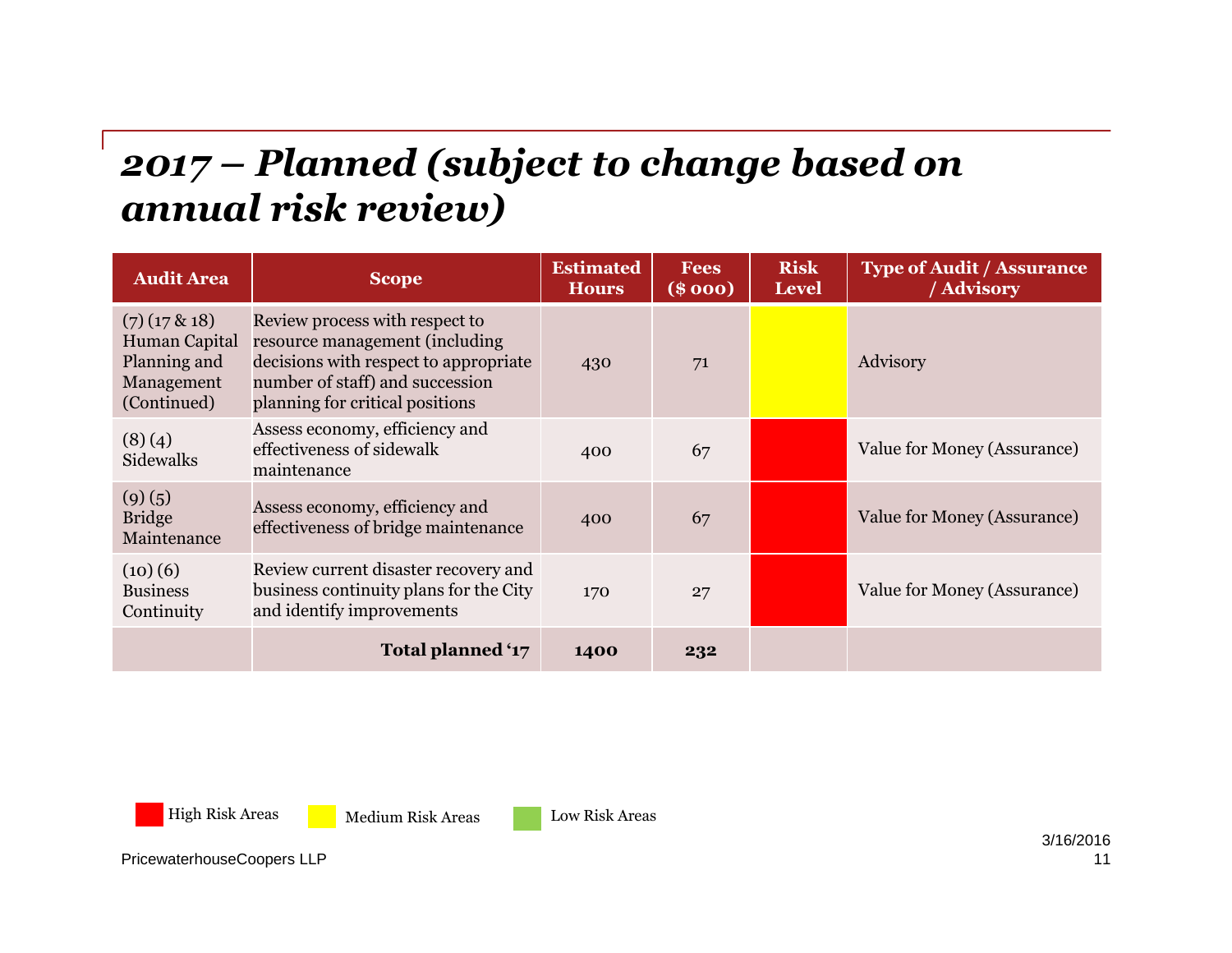# *2017 – Planned (subject to change based on annual risk review)*

| Audit Area | Scope | Estimated Hours | Fees ($ 000) | Risk Level | Type of Audit / Assurance / Advisory |
|---|---|---|---|---|---|
| (7) (17 & 18) Human Capital Planning and Management (Continued) | Review process with respect to resource management (including decisions with respect to appropriate number of staff) and succession planning for critical positions | 430 | 71 | Medium | Advisory |
| (8) (4) Sidewalks | Assess economy, efficiency and effectiveness of sidewalk maintenance | 400 | 67 | High | Value for Money (Assurance) |
| (9) (5) Bridge Maintenance | Assess economy, efficiency and effectiveness of bridge maintenance | 400 | 67 | High | Value for Money (Assurance) |
| (10) (6) Business Continuity | Review current disaster recovery and business continuity plans for the City and identify improvements | 170 | 27 | High | Value for Money (Assurance) |
| | **Total planned '17** | **1400** | **232** | | |

High Risk Areas | Medium Risk Areas | Low Risk Areas

PricewaterhouseCoopers LLP

3/16/2016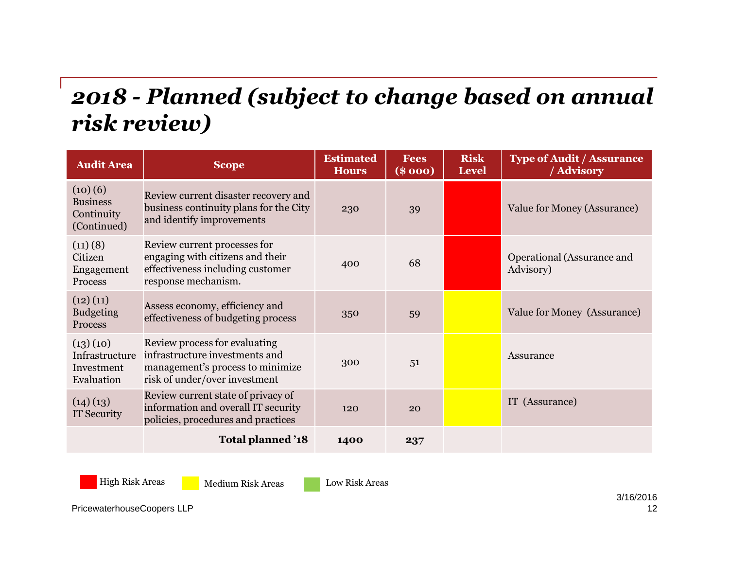# 2018 - Planned (subject to change based on annual risk review)

| Audit Area | Scope | Estimated Hours | Fees ($ 000) | Risk Level | Type of Audit / Assurance / Advisory |
|---|---|---|---|---|---|
| (10) (6) Business Continuity (Continued) | Review current disaster recovery and business continuity plans for the City and identify improvements | 230 | 39 | High | Value for Money (Assurance) |
| (11) (8) Citizen Engagement Process | Review current processes for engaging with citizens and their effectiveness including customer response mechanism. | 400 | 68 | High | Operational (Assurance and Advisory) |
| (12) (11) Budgeting Process | Assess economy, efficiency and effectiveness of budgeting process | 350 | 59 | Medium | Value for Money (Assurance) |
| (13) (10) Infrastructure Investment Evaluation | Review process for evaluating infrastructure investments and management's process to minimize risk of under/over investment | 300 | 51 | Medium | Assurance |
| (14) (13) IT Security | Review current state of privacy of information and overall IT security policies, procedures and practices | 120 | 20 | Medium | IT (Assurance) |
| | **Total planned '18** | **1400** | **237** | | |

High Risk Areas | Medium Risk Areas | Low Risk Areas

PricewaterhouseCoopers LLP

3/16/2016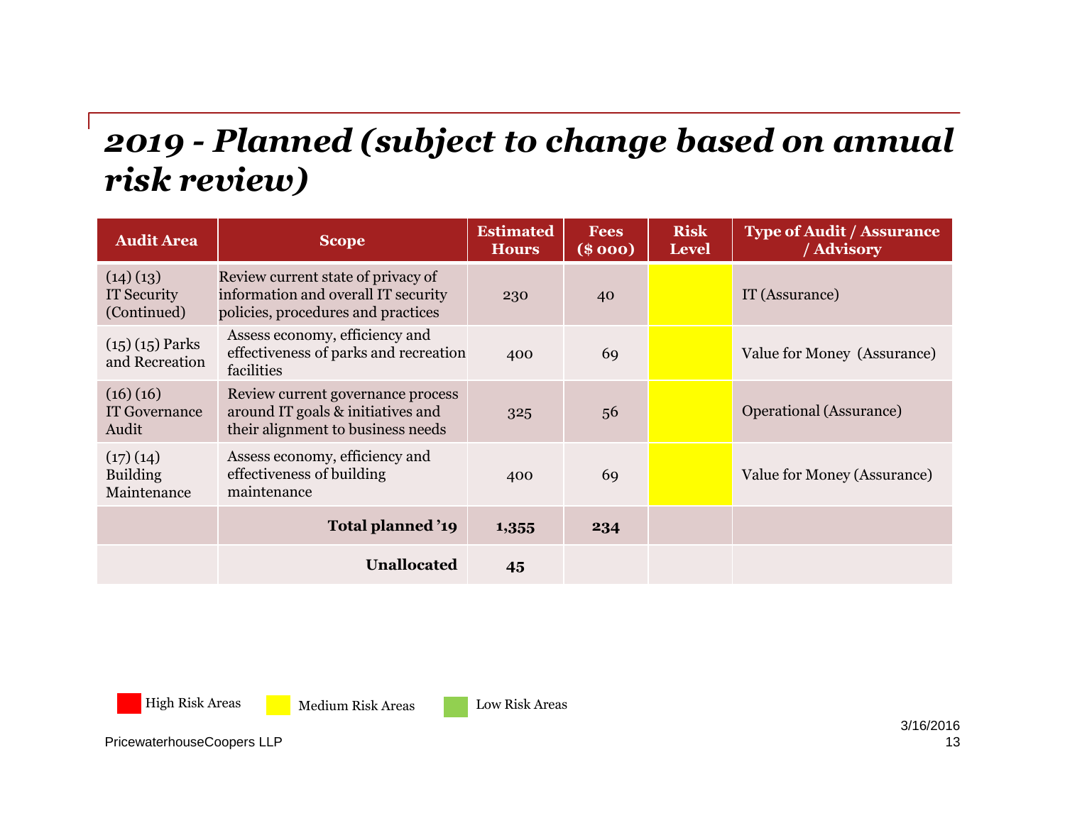# 2019 - Planned (subject to change based on annual risk review)

| Audit Area | Scope | Estimated Hours | Fees ($ 000) | Risk Level | Type of Audit / Assurance / Advisory |
|---|---|---|---|---|---|
| (14) (13) IT Security (Continued) | Review current state of privacy of information and overall IT security policies, procedures and practices | 230 | 40 | Medium | IT (Assurance) |
| (15) (15) Parks and Recreation | Assess economy, efficiency and effectiveness of parks and recreation facilities | 400 | 69 | Medium | Value for Money (Assurance) |
| (16) (16) IT Governance Audit | Review current governance process around IT goals & initiatives and their alignment to business needs | 325 | 56 | Medium | Operational (Assurance) |
| (17) (14) Building Maintenance | Assess economy, efficiency and effectiveness of building maintenance | 400 | 69 | Medium | Value for Money (Assurance) |
| | **Total planned '19** | **1,355** | **234** | | |
| | **Unallocated** | **45** | | | |

High Risk Areas | Medium Risk Areas | Low Risk Areas

PricewaterhouseCoopers LLP

3/16/2016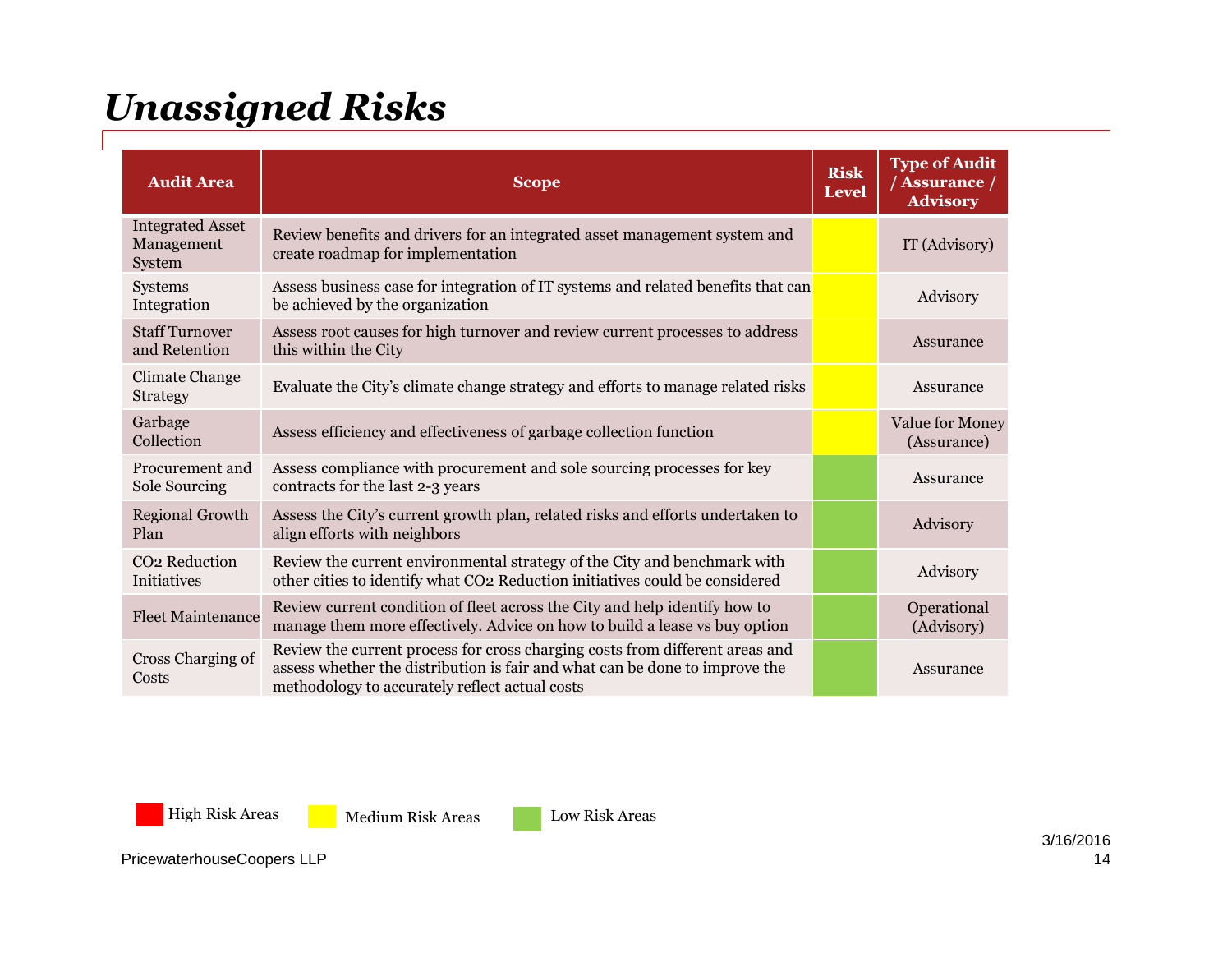# *Unassigned Risks*

| Audit Area | Scope | Risk Level | Type of Audit / Assurance / Advisory |
|---|---|---|---|
| Integrated Asset Management System | Review benefits and drivers for an integrated asset management system and create roadmap for implementation | Medium | IT (Advisory) |
| Systems Integration | Assess business case for integration of IT systems and related benefits that can be achieved by the organization | Medium | Advisory |
| Staff Turnover and Retention | Assess root causes for high turnover and review current processes to address this within the City | Medium | Assurance |
| Climate Change Strategy | Evaluate the City's climate change strategy and efforts to manage related risks | Medium | Assurance |
| Garbage Collection | Assess efficiency and effectiveness of garbage collection function | Medium | Value for Money (Assurance) |
| Procurement and Sole Sourcing | Assess compliance with procurement and sole sourcing processes for key contracts for the last 2-3 years | Low | Assurance |
| Regional Growth Plan | Assess the City's current growth plan, related risks and efforts undertaken to align efforts with neighbors | Low | Advisory |
| $CO_2$ Reduction Initiatives | Review the current environmental strategy of the City and benchmark with other cities to identify what $CO_2$ Reduction initiatives could be considered | Low | Advisory |
| Fleet Maintenance | Review current condition of fleet across the City and help identify how to manage them more effectively. Advice on how to build a lease vs buy option | Low | Operational (Advisory) |
| Cross Charging of Costs | Review the current process for cross charging costs from different areas and assess whether the distribution is fair and what can be done to improve the methodology to accurately reflect actual costs | Low | Assurance |

High Risk Areas | Medium Risk Areas | Low Risk Areas

PricewaterhouseCoopers LLP

3/16/2016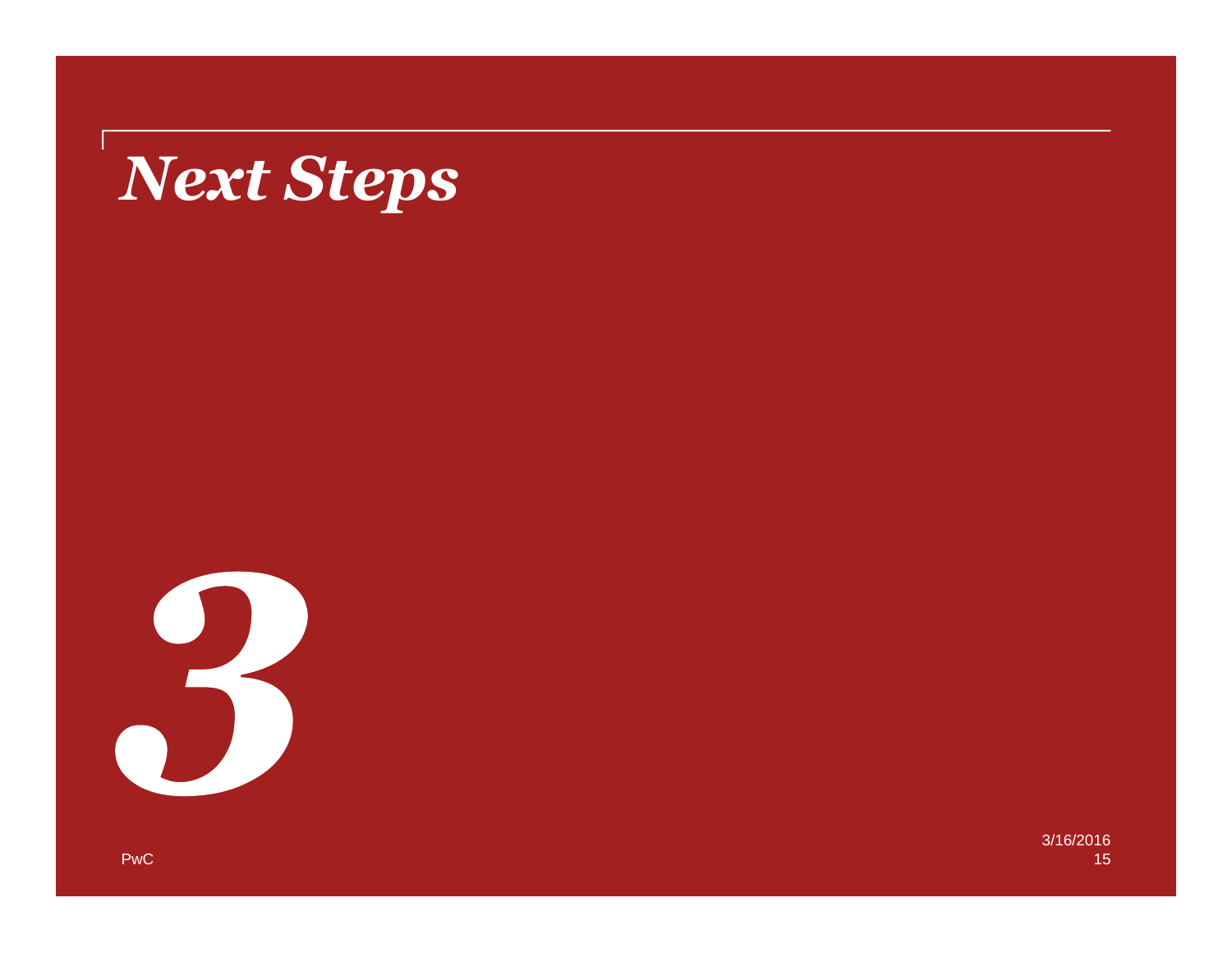# *Next Steps*

*3*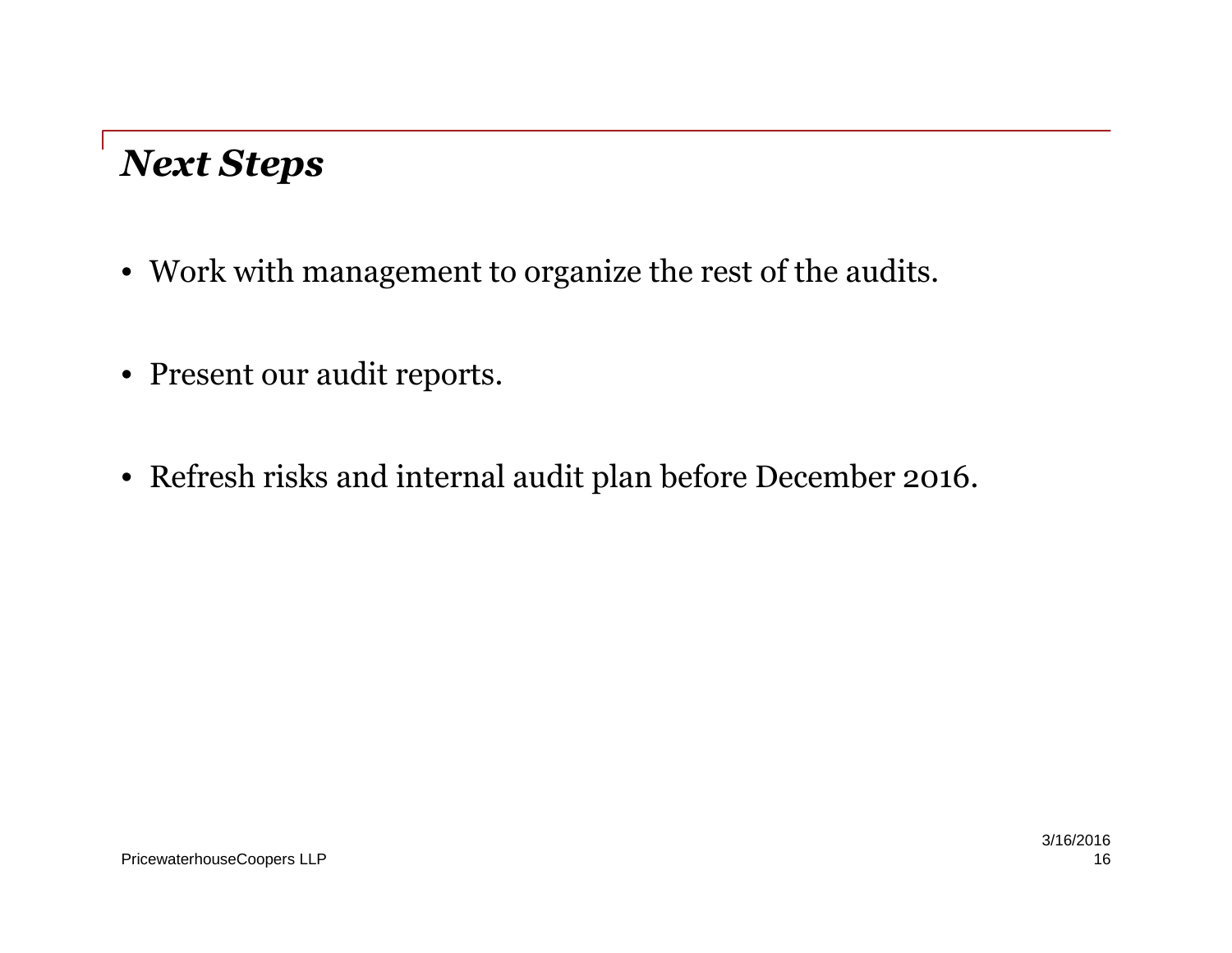## ***Next Steps***

- Work with management to organize the rest of the audits.
- Present our audit reports.
- Refresh risks and internal audit plan before December 2016.